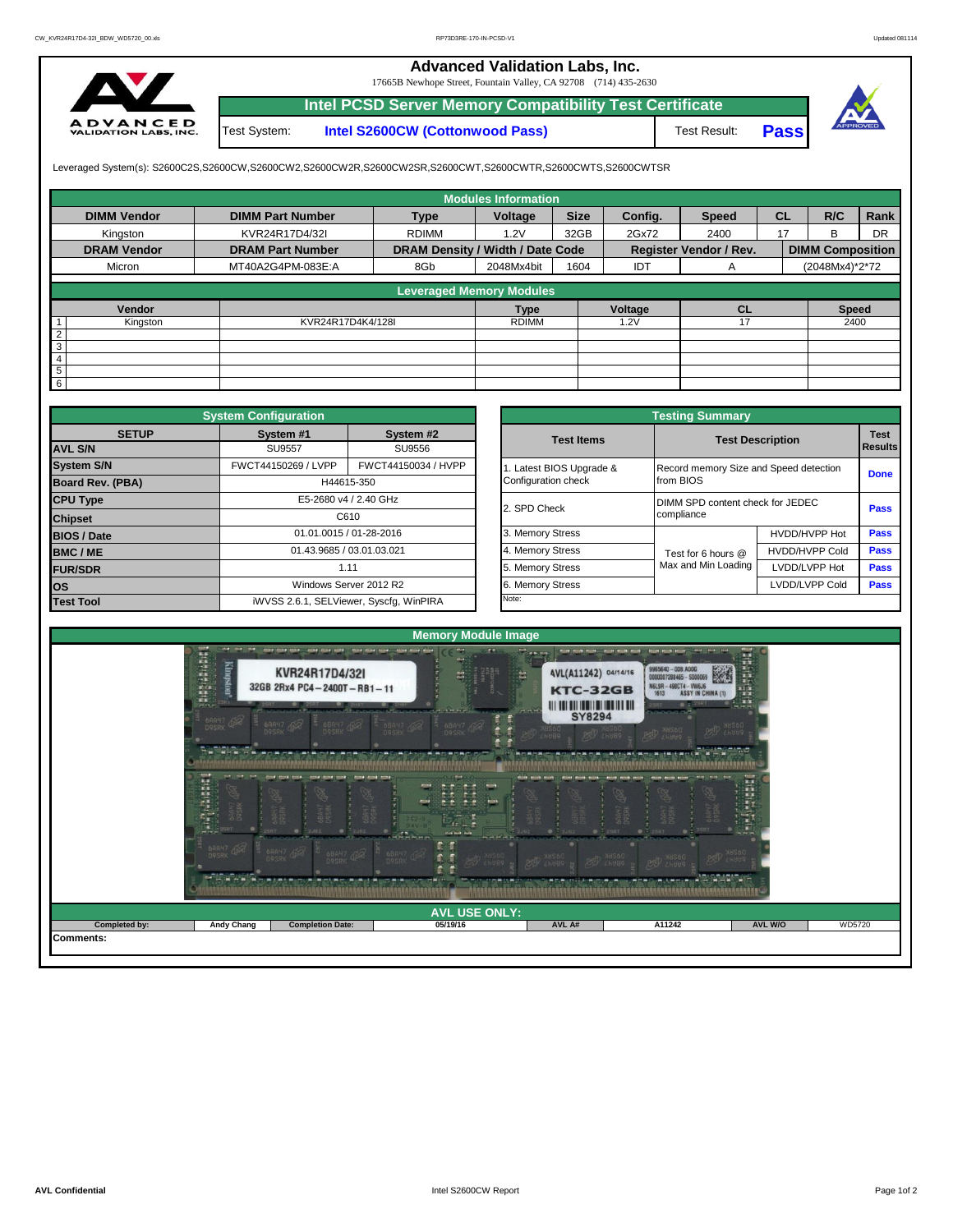# Advanced Validation Labs, Inc.

17665B Newhope Street, Fountain Valley, CA 92708 (714) 435-2630

## Intel PCSD Server Memory Compatibility Test Certificate

Test System: **Intel S2600CW (Cottonwood Pass)** Test Result: **Pass**

Leveraged System(s): S2600C2S,S2600CW,S2600CW2,S2600CW2R,S2600CW2SR,S2600CWT,S2600CWTR,S2600CWTS,S2600CWTSR

## Modules Information

| DIMM Vendor | DIMM Part Number | Type | Voltage | Size | Config. | Speed | CL | R/C | Rank |
|---|---|---|---|---|---|---|---|---|---|
| Kingston | KVR24R17D4/32I | RDIMM | 1.2V | 32GB | 2Gx72 | 2400 | 17 | B | DR |
| **DRAM Vendor** | **DRAM Part Number** | **DRAM Density / Width / Date Code** | | | **Register Vendor / Rev.** | | **DIMM Composition** | | |
| Micron | MT40A2G4PM-083E:A | 8Gb | 2048Mx4bit | 1604 | IDT | A | (2048Mx4)*2*72 | | |

## Leveraged Memory Modules

| | Vendor | | Type | Voltage | CL | Speed |
|---|---|---|---|---|---|---|
| 1 | Kingston | KVR24R17D4K4/128I | RDIMM | 1.2V | 17 | 2400 |
| 2 | | | | | | |
| 3 | | | | | | |
| 4 | | | | | | |
| 5 | | | | | | |
| 6 | | | | | | |

## System Configuration

| SETUP | System #1 | System #2 |
|---|---|---|
| AVL S/N | SU9557 | SU9556 |
| System S/N | FWCT44150269 / LVPP | FWCT44150034 / HVPP |
| Board Rev. (PBA) | H44615-350 | |
| CPU Type | E5-2680 v4 / 2.40 GHz | |
| Chipset | C610 | |
| BIOS / Date | 01.01.0015 / 01-28-2016 | |
| BMC / ME | 01.43.9685 / 03.01.03.021 | |
| FUR/SDR | 1.11 | |
| OS | Windows Server 2012 R2 | |
| Test Tool | iWVSS 2.6.1, SELViewer, Syscfg, WinPIRA | |

## Testing Summary

| Test Items | Test Description | | Test Results |
|---|---|---|---|
| 1. Latest BIOS Upgrade & Configuration check | Record memory Size and Speed detection from BIOS | | Done |
| 2. SPD Check | DIMM SPD content check for JEDEC compliance | | Pass |
| 3. Memory Stress | Test for 6 hours @ Max and Min Loading | HVDD/HVPP Hot | Pass |
| 4. Memory Stress | | HVDD/HVPP Cold | Pass |
| 5. Memory Stress | | LVDD/LVPP Hot | Pass |
| 6. Memory Stress | | LVDD/LVPP Cold | Pass |

Note:

## Memory Module Image

## AVL USE ONLY:

| Completed by: | Andy Chang | Completion Date: | 05/19/16 | AVL A# | A11242 | AVL W/O | WD5720 |
|---|---|---|---|---|---|---|---|

Comments: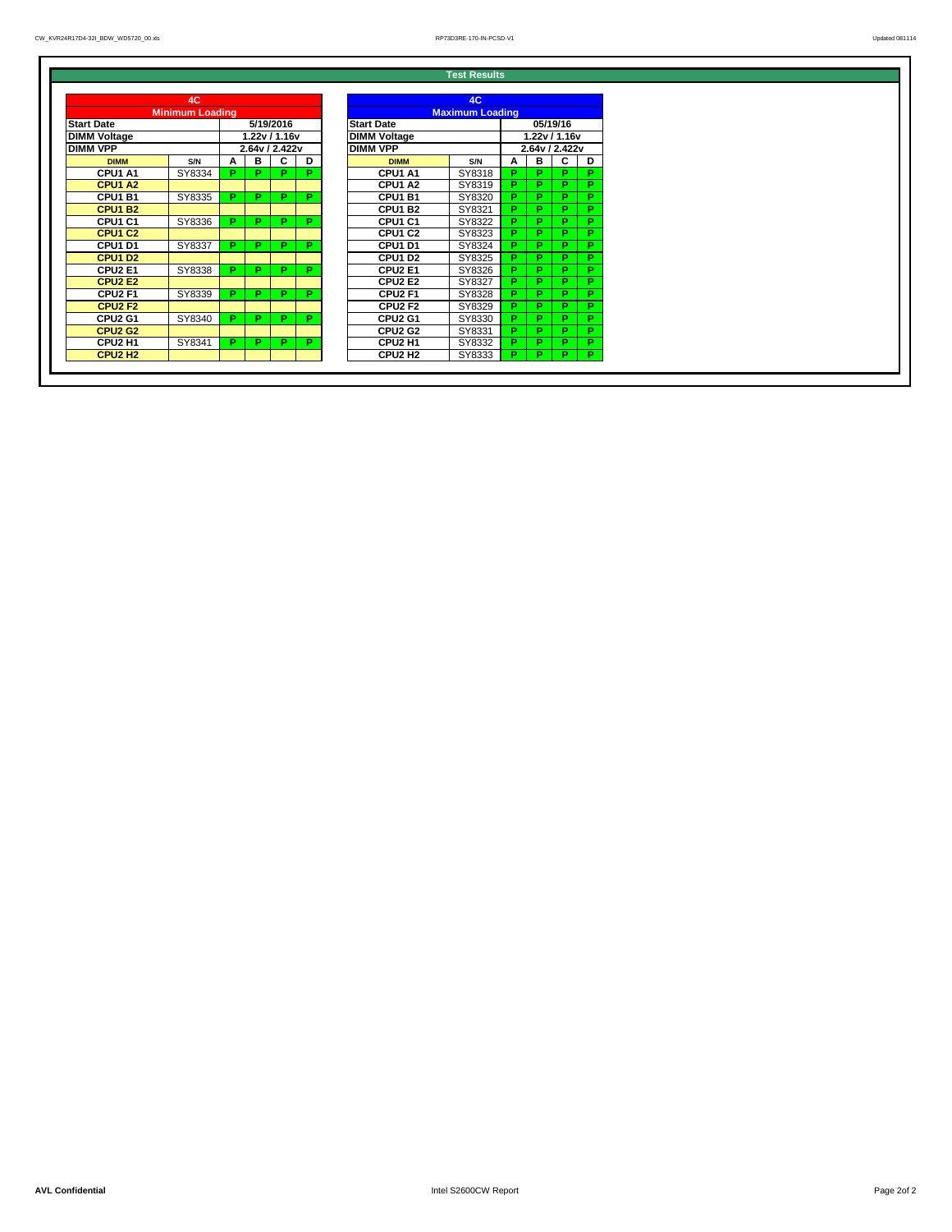## Test Results

| 4C Minimum Loading | | | | | |
|---|---|---|---|---|---|
| Start Date | | 5/19/2016 | | | |
| DIMM Voltage | | 1.22v / 1.16v | | | |
| DIMM VPP | | 2.64v / 2.422v | | | |
| DIMM | S/N | A | B | C | D |
| CPU1 A1 | SY8334 | P | P | P | P |
| CPU1 A2 | | | | | |
| CPU1 B1 | SY8335 | P | P | P | P |
| CPU1 B2 | | | | | |
| CPU1 C1 | SY8336 | P | P | P | P |
| CPU1 C2 | | | | | |
| CPU1 D1 | SY8337 | P | P | P | P |
| CPU1 D2 | | | | | |
| CPU2 E1 | SY8338 | P | P | P | P |
| CPU2 E2 | | | | | |
| CPU2 F1 | SY8339 | P | P | P | P |
| CPU2 F2 | | | | | |
| CPU2 G1 | SY8340 | P | P | P | P |
| CPU2 G2 | | | | | |
| CPU2 H1 | SY8341 | P | P | P | P |
| CPU2 H2 | | | | | |

| 4C Maximum Loading | | | | | |
|---|---|---|---|---|---|
| Start Date | | 05/19/16 | | | |
| DIMM Voltage | | 1.22v / 1.16v | | | |
| DIMM VPP | | 2.64v / 2.422v | | | |
| DIMM | S/N | A | B | C | D |
| CPU1 A1 | SY8318 | P | P | P | P |
| CPU1 A2 | SY8319 | P | P | P | P |
| CPU1 B1 | SY8320 | P | P | P | P |
| CPU1 B2 | SY8321 | P | P | P | P |
| CPU1 C1 | SY8322 | P | P | P | P |
| CPU1 C2 | SY8323 | P | P | P | P |
| CPU1 D1 | SY8324 | P | P | P | P |
| CPU1 D2 | SY8325 | P | P | P | P |
| CPU2 E1 | SY8326 | P | P | P | P |
| CPU2 E2 | SY8327 | P | P | P | P |
| CPU2 F1 | SY8328 | P | P | P | P |
| CPU2 F2 | SY8329 | P | P | P | P |
| CPU2 G1 | SY8330 | P | P | P | P |
| CPU2 G2 | SY8331 | P | P | P | P |
| CPU2 H1 | SY8332 | P | P | P | P |
| CPU2 H2 | SY8333 | P | P | P | P |